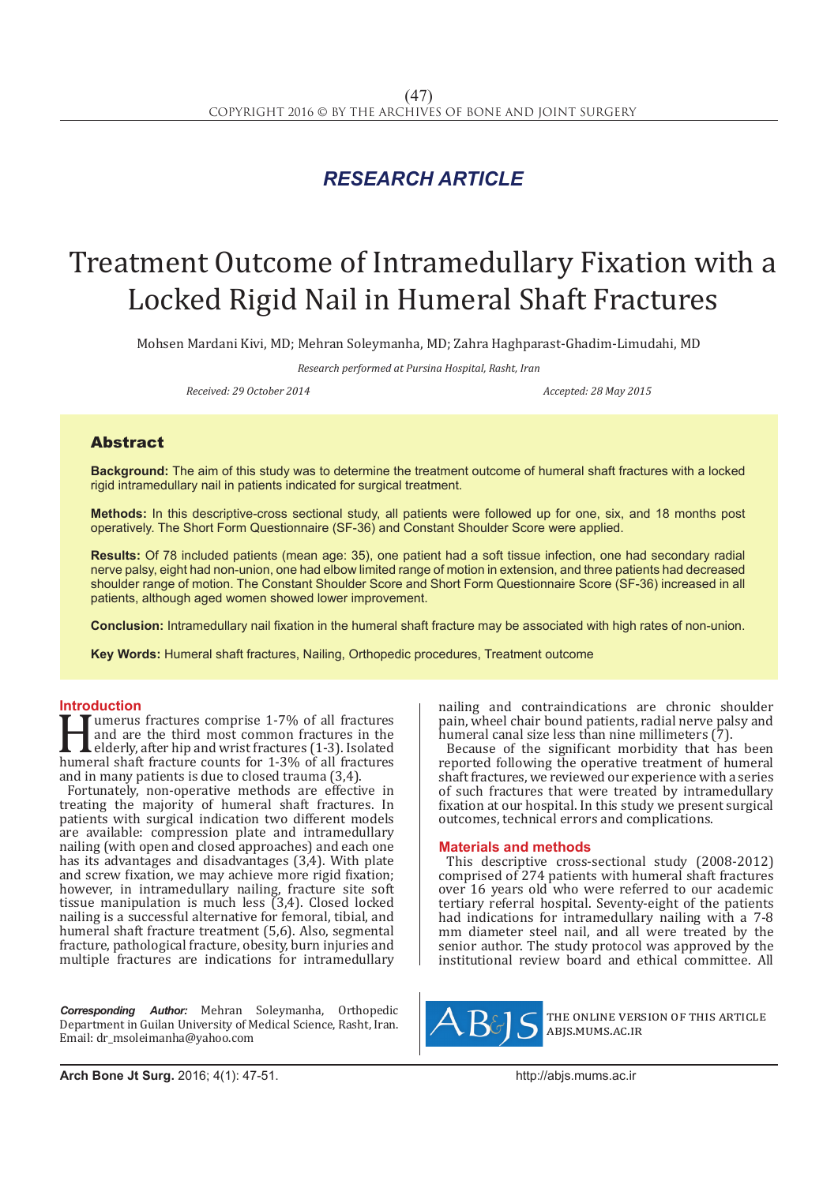*RESEARCH ARTICLE*

# Treatment Outcome of Intramedullary Fixation with a Locked Rigid Nail in Humeral Shaft Fractures

Mohsen Mardani Kivi, MD; Mehran Soleymanha, MD; Zahra Haghparast-Ghadim-Limudahi, MD

*Research performed at Pursina Hospital, Rasht, Iran*

*Received: 29 October 2014* *Accepted: 28 May 2015*

## Abstract

**Background:** The aim of this study was to determine the treatment outcome of humeral shaft fractures with a locked rigid intramedullary nail in patients indicated for surgical treatment.

**Methods:** In this descriptive-cross sectional study, all patients were followed up for one, six, and 18 months post operatively. The Short Form Questionnaire (SF-36) and Constant Shoulder Score were applied.

**Results:** Of 78 included patients (mean age: 35), one patient had a soft tissue infection, one had secondary radial nerve palsy, eight had non-union, one had elbow limited range of motion in extension, and three patients had decreased shoulder range of motion. The Constant Shoulder Score and Short Form Questionnaire Score (SF-36) increased in all patients, although aged women showed lower improvement.

**Conclusion:** Intramedullary nail fixation in the humeral shaft fracture may be associated with high rates of non-union.

**Key Words:** Humeral shaft fractures, Nailing, Orthopedic procedures, Treatment outcome

## Introduction

Humerus fractures comprise 1-7% of all fractures and are the third most common fractures in the elderly, after hip and wrist fractures (1-3). Isolated humeral shaft fracture counts for 1-3% of all fractures and in many patients is due to closed trauma (3,4).

Fortunately, non-operative methods are effective in treating the majority of humeral shaft fractures. In patients with surgical indication two different models are available: compression plate and intramedullary nailing (with open and closed approaches) and each one has its advantages and disadvantages (3,4). With plate and screw fixation, we may achieve more rigid fixation; however, in intramedullary nailing, fracture site soft tissue manipulation is much less (3,4). Closed locked nailing is a successful alternative for femoral, tibial, and humeral shaft fracture treatment (5,6). Also, segmental fracture, pathological fracture, obesity, burn injuries and multiple fractures are indications for intramedullary nailing and contraindications are chronic shoulder pain, wheel chair bound patients, radial nerve palsy and humeral canal size less than nine millimeters (7).

Because of the significant morbidity that has been reported following the operative treatment of humeral shaft fractures, we reviewed our experience with a series of such fractures that were treated by intramedullary fixation at our hospital. In this study we present surgical outcomes, technical errors and complications.

## Materials and methods

This descriptive cross-sectional study (2008-2012) comprised of 274 patients with humeral shaft fractures over 16 years old who were referred to our academic tertiary referral hospital. Seventy-eight of the patients had indications for intramedullary nailing with a 7-8 mm diameter steel nail, and all were treated by the senior author. The study protocol was approved by the institutional review board and ethical committee. All

***Corresponding Author:*** Mehran Soleymanha, Orthopedic Department in Guilan University of Medical Science, Rasht, Iran. Email: dr_msoleimanha@yahoo.com

THE ONLINE VERSION OF THIS ARTICLE ABJS.MUMS.AC.IR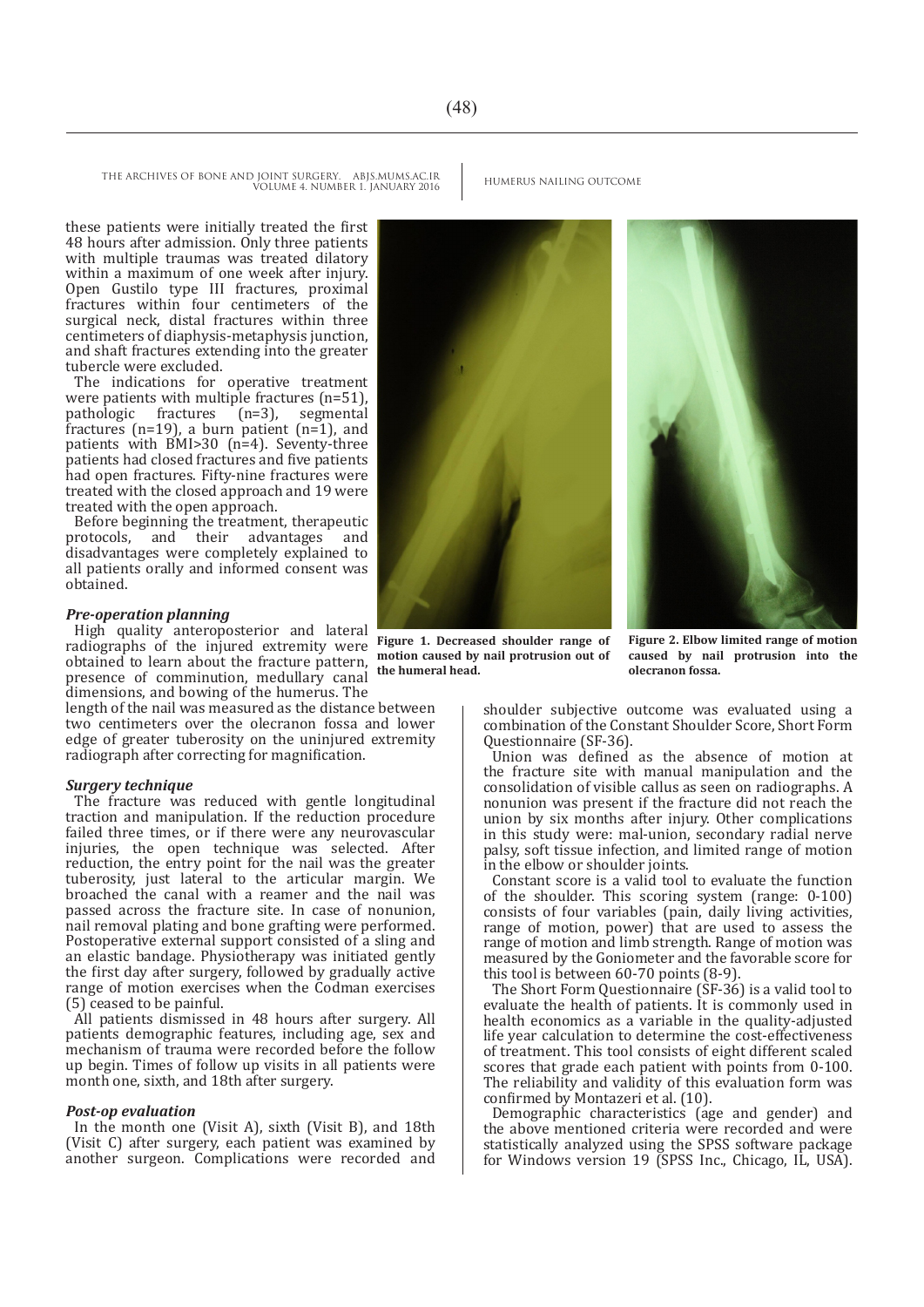these patients were initially treated the first 48 hours after admission. Only three patients with multiple traumas was treated dilatory within a maximum of one week after injury. Open Gustilo type III fractures, proximal fractures within four centimeters of the surgical neck, distal fractures within three centimeters of diaphysis-metaphysis junction, and shaft fractures extending into the greater tubercle were excluded.

The indications for operative treatment were patients with multiple fractures (n=51), pathologic fractures (n=3), segmental fractures (n=19), a burn patient (n=1), and patients with BMI>30 (n=4). Seventy-three patients had closed fractures and five patients had open fractures. Fifty-nine fractures were treated with the closed approach and 19 were treated with the open approach.

Before beginning the treatment, therapeutic protocols, and their advantages and disadvantages were completely explained to all patients orally and informed consent was obtained.

***Pre-operation planning***

High quality anteroposterior and lateral radiographs of the injured extremity were obtained to learn about the fracture pattern, presence of comminution, medullary canal dimensions, and bowing of the humerus. The length of the nail was measured as the distance between two centimeters over the olecranon fossa and lower edge of greater tuberosity on the uninjured extremity radiograph after correcting for magnification.

***Surgery technique***

The fracture was reduced with gentle longitudinal traction and manipulation. If the reduction procedure failed three times, or if there were any neurovascular injuries, the open technique was selected. After reduction, the entry point for the nail was the greater tuberosity, just lateral to the articular margin. We broached the canal with a reamer and the nail was passed across the fracture site. In case of nonunion, nail removal plating and bone grafting were performed. Postoperative external support consisted of a sling and an elastic bandage. Physiotherapy was initiated gently the first day after surgery, followed by gradually active range of motion exercises when the Codman exercises (5) ceased to be painful.

All patients dismissed in 48 hours after surgery. All patients demographic features, including age, sex and mechanism of trauma were recorded before the follow up begin. Times of follow up visits in all patients were month one, sixth, and 18th after surgery.

***Post-op evaluation***

In the month one (Visit A), sixth (Visit B), and 18th (Visit C) after surgery, each patient was examined by another surgeon. Complications were recorded and shoulder subjective outcome was evaluated using a combination of the Constant Shoulder Score, Short Form Questionnaire (SF-36).

**Figure 1. Decreased shoulder range of motion caused by nail protrusion out of the humeral head.**

**Figure 2. Elbow limited range of motion caused by nail protrusion into the olecranon fossa.**

Union was defined as the absence of motion at the fracture site with manual manipulation and the consolidation of visible callus as seen on radiographs. A nonunion was present if the fracture did not reach the union by six months after injury. Other complications in this study were: mal-union, secondary radial nerve palsy, soft tissue infection, and limited range of motion in the elbow or shoulder joints.

Constant score is a valid tool to evaluate the function of the shoulder. This scoring system (range: 0-100) consists of four variables (pain, daily living activities, range of motion, power) that are used to assess the range of motion and limb strength. Range of motion was measured by the Goniometer and the favorable score for this tool is between 60-70 points (8-9).

The Short Form Questionnaire (SF-36) is a valid tool to evaluate the health of patients. It is commonly used in health economics as a variable in the quality-adjusted life year calculation to determine the cost-effectiveness of treatment. This tool consists of eight different scaled scores that grade each patient with points from 0-100. The reliability and validity of this evaluation form was confirmed by Montazeri et al. (10).

Demographic characteristics (age and gender) and the above mentioned criteria were recorded and were statistically analyzed using the SPSS software package for Windows version 19 (SPSS Inc., Chicago, IL, USA).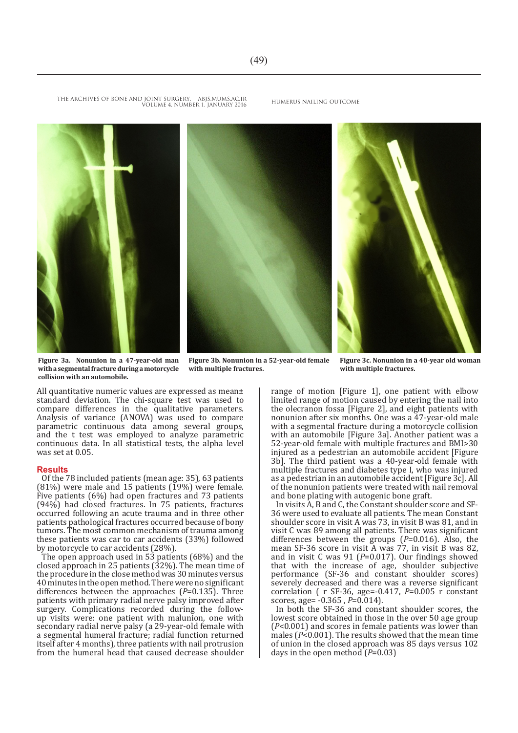**Figure 3a. Nonunion in a 47-year-old man with a segmental fracture during a motorcycle collision with an automobile.**

**Figure 3b. Nonunion in a 52-year-old female with multiple fractures.**

**Figure 3c. Nonunion in a 40-year old woman with multiple fractures.**

All quantitative numeric values are expressed as mean± standard deviation. The chi-square test was used to compare differences in the qualitative parameters. Analysis of variance (ANOVA) was used to compare parametric continuous data among several groups, and the t test was employed to analyze parametric continuous data. In all statistical tests, the alpha level was set at 0.05.

## Results

Of the 78 included patients (mean age: 35), 63 patients (81%) were male and 15 patients (19%) were female. Five patients (6%) had open fractures and 73 patients (94%) had closed fractures. In 75 patients, fractures occurred following an acute trauma and in three other patients pathological fractures occurred because of bony tumors. The most common mechanism of trauma among these patients was car to car accidents (33%) followed by motorcycle to car accidents (28%).

The open approach used in 53 patients (68%) and the closed approach in 25 patients (32%). The mean time of the procedure in the close method was 30 minutes versus 40 minutes in the open method. There were no significant differences between the approaches ($P$=0.135). Three patients with primary radial nerve palsy improved after surgery. Complications recorded during the follow-up visits were: one patient with malunion, one with secondary radial nerve palsy (a 29-year-old female with a segmental humeral fracture; radial function returned itself after 4 months), three patients with nail protrusion from the humeral head that caused decrease shoulder range of motion [Figure 1], one patient with elbow limited range of motion caused by entering the nail into the olecranon fossa [Figure 2], and eight patients with nonunion after six months. One was a 47-year-old male with a segmental fracture during a motorcycle collision with an automobile [Figure 3a]. Another patient was a 52-year-old female with multiple fractures and BMI>30 injured as a pedestrian an automobile accident [Figure 3b]. The third patient was a 40-year-old female with multiple fractures and diabetes type I, who was injured as a pedestrian in an automobile accident [Figure 3c]. All of the nonunion patients were treated with nail removal and bone plating with autogenic bone graft.

In visits A, B and C, the Constant shoulder score and SF-36 were used to evaluate all patients. The mean Constant shoulder score in visit A was 73, in visit B was 81, and in visit C was 89 among all patients. There was significant differences between the groups ($P$=0.016). Also, the mean SF-36 score in visit A was 77, in visit B was 82, and in visit C was 91 ($P$=0.017). Our findings showed that with the increase of age, shoulder subjective performance (SF-36 and constant shoulder scores) severely decreased and there was a reverse significant correlation ( r SF-36, age=-0.417, $P$=0.005 r constant scores, age= -0.365 , $P$=0.014).

In both the SF-36 and constant shoulder scores, the lowest score obtained in those in the over 50 age group ($P$<0.001) and scores in female patients was lower than males ($P$<0.001). The results showed that the mean time of union in the closed approach was 85 days versus 102 days in the open method ($P$=0.03)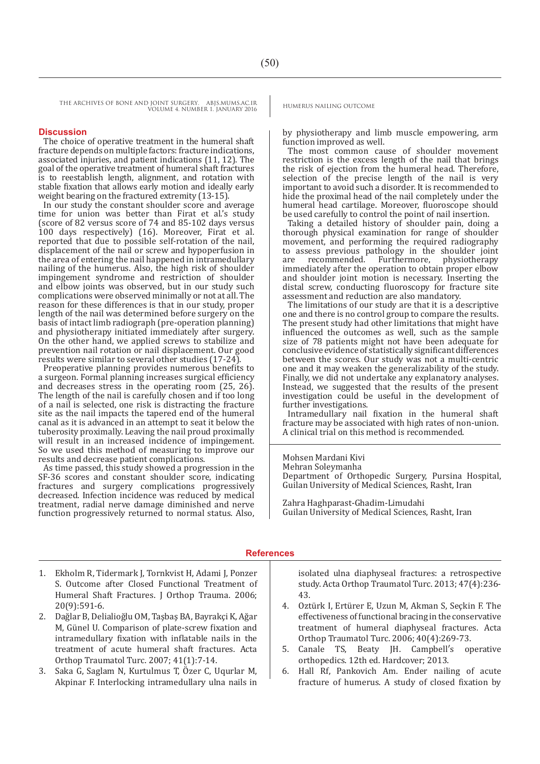## Discussion

The choice of operative treatment in the humeral shaft fracture depends on multiple factors: fracture indications, associated injuries, and patient indications (11, 12). The goal of the operative treatment of humeral shaft fractures is to reestablish length, alignment, and rotation with stable fixation that allows early motion and ideally early weight bearing on the fractured extremity (13-15).

In our study the constant shoulder score and average time for union was better than Firat et al.'s study (score of 82 versus score of 74 and 85-102 days versus 100 days respectively) (16). Moreover, Firat et al. reported that due to possible self-rotation of the nail, displacement of the nail or screw and hypoperfusion in the area of entering the nail happened in intramedullary nailing of the humerus. Also, the high risk of shoulder impingement syndrome and restriction of shoulder and elbow joints was observed, but in our study such complications were observed minimally or not at all. The reason for these differences is that in our study, proper length of the nail was determined before surgery on the basis of intact limb radiograph (pre-operation planning) and physiotherapy initiated immediately after surgery. On the other hand, we applied screws to stabilize and prevention nail rotation or nail displacement. Our good results were similar to several other studies (17-24).

Preoperative planning provides numerous benefits to a surgeon. Formal planning increases surgical efficiency and decreases stress in the operating room (25, 26). The length of the nail is carefully chosen and if too long of a nail is selected, one risk is distracting the fracture site as the nail impacts the tapered end of the humeral canal as it is advanced in an attempt to seat it below the tuberosity proximally. Leaving the nail proud proximally will result in an increased incidence of impingement. So we used this method of measuring to improve our results and decrease patient complications.

As time passed, this study showed a progression in the SF-36 scores and constant shoulder score, indicating fractures and surgery complications progressively decreased. Infection incidence was reduced by medical treatment, radial nerve damage diminished and nerve function progressively returned to normal status. Also, by physiotherapy and limb muscle empowering, arm function improved as well.

The most common cause of shoulder movement restriction is the excess length of the nail that brings the risk of ejection from the humeral head. Therefore, selection of the precise length of the nail is very important to avoid such a disorder. It is recommended to hide the proximal head of the nail completely under the humeral head cartilage. Moreover, fluoroscope should be used carefully to control the point of nail insertion.

Taking a detailed history of shoulder pain, doing a thorough physical examination for range of shoulder movement, and performing the required radiography to assess previous pathology in the shoulder joint are recommended. Furthermore, physiotherapy immediately after the operation to obtain proper elbow and shoulder joint motion is necessary. Inserting the distal screw, conducting fluoroscopy for fracture site assessment and reduction are also mandatory.

The limitations of our study are that it is a descriptive one and there is no control group to compare the results. The present study had other limitations that might have influenced the outcomes as well, such as the sample size of 78 patients might not have been adequate for conclusive evidence of statistically significant differences between the scores. Our study was not a multi-centric one and it may weaken the generalizability of the study. Finally, we did not undertake any explanatory analyses. Instead, we suggested that the results of the present investigation could be useful in the development of further investigations.

Intramedullary nail fixation in the humeral shaft fracture may be associated with high rates of non-union. A clinical trial on this method is recommended.

Mohsen Mardani Kivi
Mehran Soleymanha
Department of Orthopedic Surgery, Pursina Hospital, Guilan University of Medical Sciences, Rasht, Iran

Zahra Haghparast-Ghadim-Limudahi
Guilan University of Medical Sciences, Rasht, Iran

## References

1. Ekholm R, Tidermark J, Tornkvist H, Adami J, Ponzer S. Outcome after Closed Functional Treatment of Humeral Shaft Fractures. J Orthop Trauma. 2006; 20(9):591-6.
2. Dağlar B, Delialioğlu OM, Taşbaş BA, Bayrakçi K, Ağar M, Günel U. Comparison of plate-screw fixation and intramedullary fixation with inflatable nails in the treatment of acute humeral shaft fractures. Acta Orthop Traumatol Turc. 2007; 41(1):7-14.
3. Saka G, Saglam N, Kurtulmus T, Özer C, Uqurlar M, Akpinar F. Interlocking intramedullary ulna nails in isolated ulna diaphyseal fractures: a retrospective study. Acta Orthop Traumatol Turc. 2013; 47(4):236-43.
4. Oztürk I, Ertürer E, Uzun M, Akman S, Seçkin F. The effectiveness of functional bracing in the conservative treatment of humeral diaphyseal fractures. Acta Orthop Traumatol Turc. 2006; 40(4):269-73.
5. Canale TS, Beaty JH. Campbell's operative orthopedics. 12th ed. Hardcover; 2013.
6. Hall Rf, Pankovich Am. Ender nailing of acute fracture of humerus. A study of closed fixation by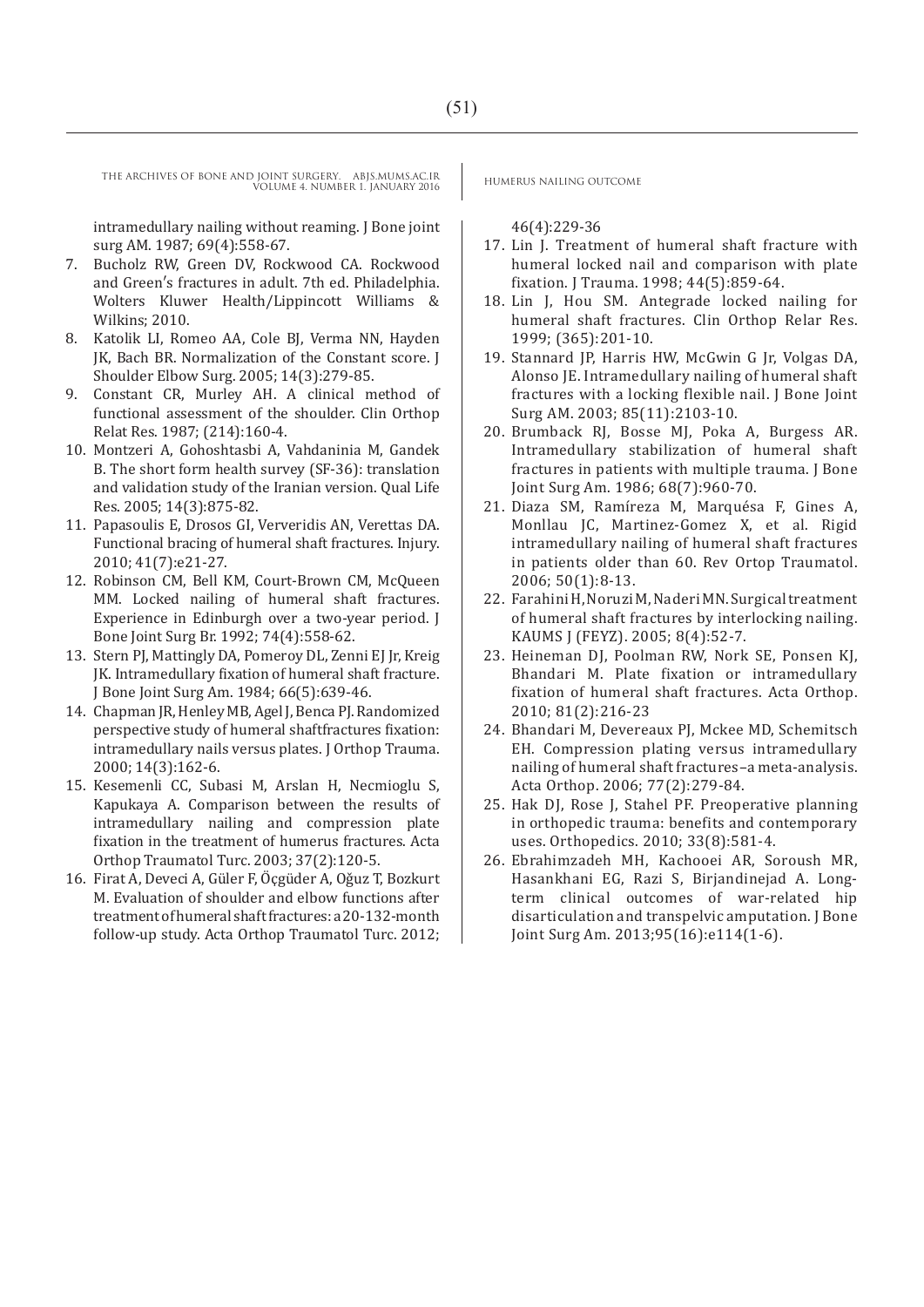intramedullary nailing without reaming. J Bone joint surg AM. 1987; 69(4):558-67.

7. Bucholz RW, Green DV, Rockwood CA. Rockwood and Green's fractures in adult. 7th ed. Philadelphia. Wolters Kluwer Health/Lippincott Williams & Wilkins; 2010.
8. Katolik LI, Romeo AA, Cole BJ, Verma NN, Hayden JK, Bach BR. Normalization of the Constant score. J Shoulder Elbow Surg. 2005; 14(3):279-85.
9. Constant CR, Murley AH. A clinical method of functional assessment of the shoulder. Clin Orthop Relat Res. 1987; (214):160-4.
10. Montzeri A, Gohoshtasbi A, Vahdaninia M, Gandek B. The short form health survey (SF-36): translation and validation study of the Iranian version. Qual Life Res. 2005; 14(3):875-82.
11. Papasoulis E, Drosos GI, Ververidis AN, Verettas DA. Functional bracing of humeral shaft fractures. Injury. 2010; 41(7):e21-27.
12. Robinson CM, Bell KM, Court-Brown CM, McQueen MM. Locked nailing of humeral shaft fractures. Experience in Edinburgh over a two-year period. J Bone Joint Surg Br. 1992; 74(4):558-62.
13. Stern PJ, Mattingly DA, Pomeroy DL, Zenni EJ Jr, Kreig JK. Intramedullary fixation of humeral shaft fracture. J Bone Joint Surg Am. 1984; 66(5):639-46.
14. Chapman JR, Henley MB, Agel J, Benca PJ. Randomized perspective study of humeral shaftfractures fixation: intramedullary nails versus plates. J Orthop Trauma. 2000; 14(3):162-6.
15. Kesemenli CC, Subasi M, Arslan H, Necmioglu S, Kapukaya A. Comparison between the results of intramedullary nailing and compression plate fixation in the treatment of humerus fractures. Acta Orthop Traumatol Turc. 2003; 37(2):120-5.
16. Firat A, Deveci A, Güler F, Öçgüder A, Oğuz T, Bozkurt M. Evaluation of shoulder and elbow functions after treatment of humeral shaft fractures: a 20-132-month follow-up study. Acta Orthop Traumatol Turc. 2012; 46(4):229-36
17. Lin J. Treatment of humeral shaft fracture with humeral locked nail and comparison with plate fixation. J Trauma. 1998; 44(5):859-64.
18. Lin J, Hou SM. Antegrade locked nailing for humeral shaft fractures. Clin Orthop Relar Res. 1999; (365):201-10.
19. Stannard JP, Harris HW, McGwin G Jr, Volgas DA, Alonso JE. Intramedullary nailing of humeral shaft fractures with a locking flexible nail. J Bone Joint Surg AM. 2003; 85(11):2103-10.
20. Brumback RJ, Bosse MJ, Poka A, Burgess AR. Intramedullary stabilization of humeral shaft fractures in patients with multiple trauma. J Bone Joint Surg Am. 1986; 68(7):960-70.
21. Diaza SM, Ramíreza M, Marquésa F, Gines A, Monllau JC, Martinez-Gomez X, et al. Rigid intramedullary nailing of humeral shaft fractures in patients older than 60. Rev Ortop Traumatol. 2006; 50(1):8-13.
22. Farahini H, Noruzi M, Naderi MN. Surgical treatment of humeral shaft fractures by interlocking nailing. KAUMS J (FEYZ). 2005; 8(4):52-7.
23. Heineman DJ, Poolman RW, Nork SE, Ponsen KJ, Bhandari M. Plate fixation or intramedullary fixation of humeral shaft fractures. Acta Orthop. 2010; 81(2):216-23
24. Bhandari M, Devereaux PJ, Mckee MD, Schemitsch EH. Compression plating versus intramedullary nailing of humeral shaft fractures–a meta-analysis. Acta Orthop. 2006; 77(2):279-84.
25. Hak DJ, Rose J, Stahel PF. Preoperative planning in orthopedic trauma: benefits and contemporary uses. Orthopedics. 2010; 33(8):581-4.
26. Ebrahimzadeh MH, Kachooei AR, Soroush MR, Hasankhani EG, Razi S, Birjandinejad A. Long-term clinical outcomes of war-related hip disarticulation and transpelvic amputation. J Bone Joint Surg Am. 2013;95(16):e114(1-6).